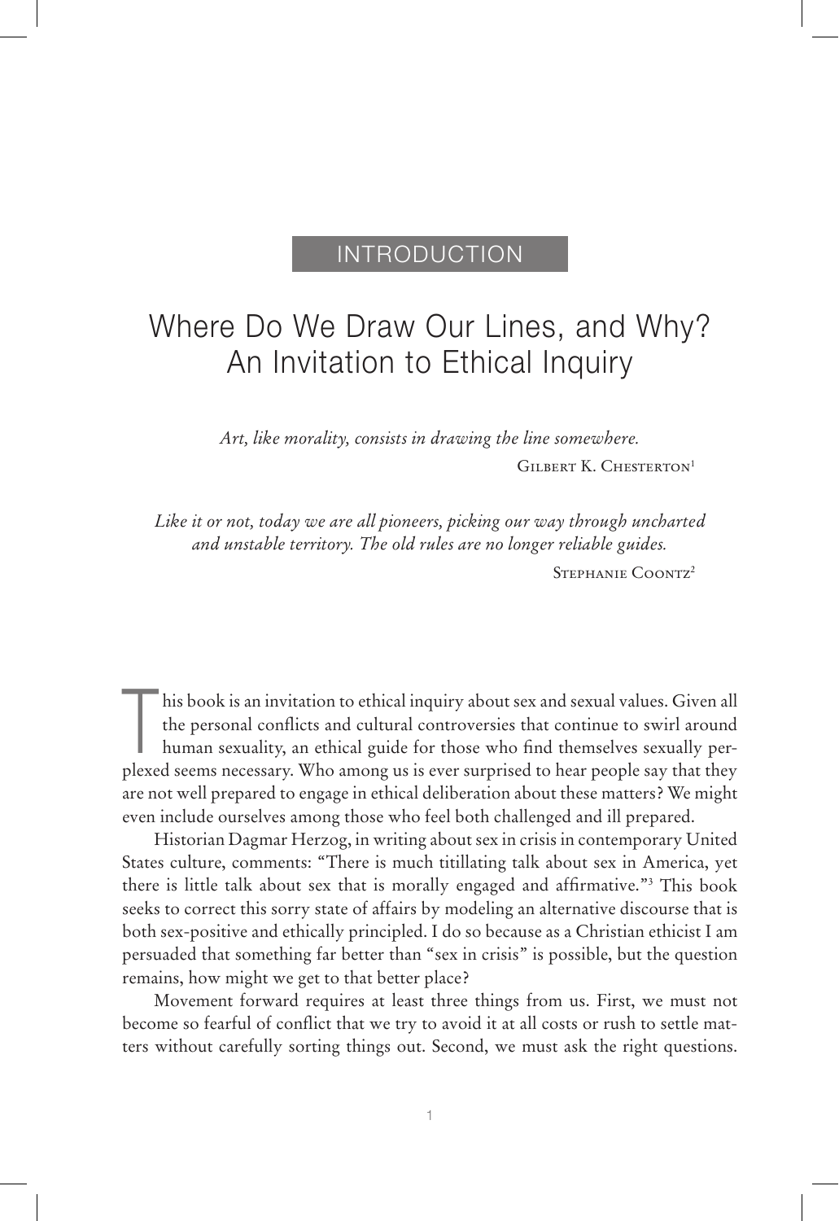# INTRODUCTION

# Where Do We Draw Our Lines, and Why? An Invitation to Ethical Inquiry

*Art, like morality, consists in drawing the line somewhere.*

GILBERT K. CHESTERTON[1]

*Like it or not, today we are all pioneers, picking our way through uncharted and unstable territory. The old rules are no longer reliable guides.*

STEPHANIE COONTZ[2]

This book is an invitation to ethical inquiry about sex and sexual values. Given all the personal conflicts and cultural controversies that continue to swirl around human sexuality, an ethical guide for those who find themselves sexually perplexed seems necessary. Who among us is ever surprised to hear people say that they are not well prepared to engage in ethical deliberation about these matters? We might even include ourselves among those who feel both challenged and ill prepared.

Historian Dagmar Herzog, in writing about sex in crisis in contemporary United States culture, comments: "There is much titillating talk about sex in America, yet there is little talk about sex that is morally engaged and affirmative."[3] This book seeks to correct this sorry state of affairs by modeling an alternative discourse that is both sex-positive and ethically principled. I do so because as a Christian ethicist I am persuaded that something far better than "sex in crisis" is possible, but the question remains, how might we get to that better place?

Movement forward requires at least three things from us. First, we must not become so fearful of conflict that we try to avoid it at all costs or rush to settle matters without carefully sorting things out. Second, we must ask the right questions.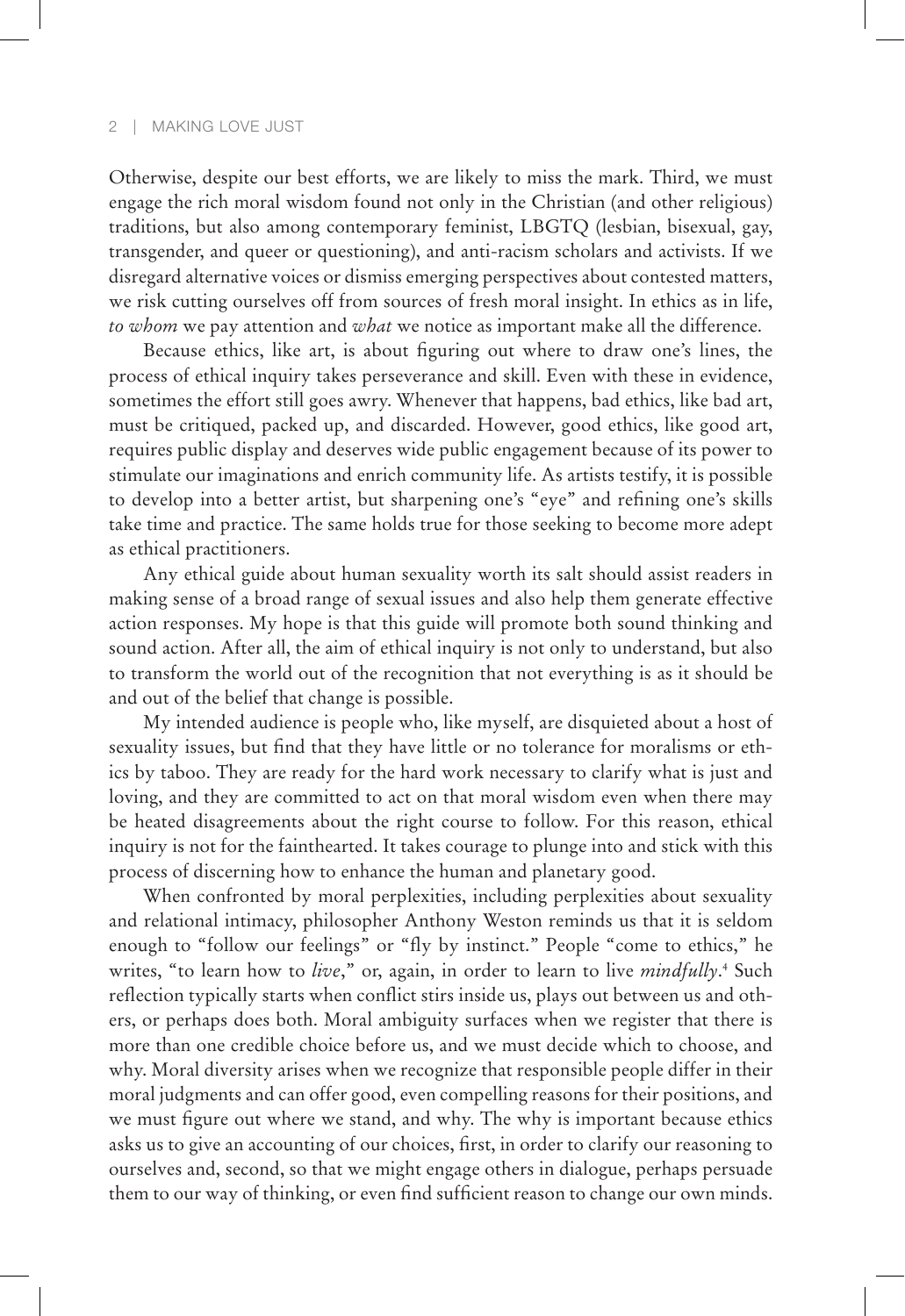Otherwise, despite our best efforts, we are likely to miss the mark. Third, we must engage the rich moral wisdom found not only in the Christian (and other religious) traditions, but also among contemporary feminist, LBGTQ (lesbian, bisexual, gay, transgender, and queer or questioning), and anti-racism scholars and activists. If we disregard alternative voices or dismiss emerging perspectives about contested matters, we risk cutting ourselves off from sources of fresh moral insight. In ethics as in life, *to whom* we pay attention and *what* we notice as important make all the difference.

Because ethics, like art, is about figuring out where to draw one's lines, the process of ethical inquiry takes perseverance and skill. Even with these in evidence, sometimes the effort still goes awry. Whenever that happens, bad ethics, like bad art, must be critiqued, packed up, and discarded. However, good ethics, like good art, requires public display and deserves wide public engagement because of its power to stimulate our imaginations and enrich community life. As artists testify, it is possible to develop into a better artist, but sharpening one's "eye" and refining one's skills take time and practice. The same holds true for those seeking to become more adept as ethical practitioners.

Any ethical guide about human sexuality worth its salt should assist readers in making sense of a broad range of sexual issues and also help them generate effective action responses. My hope is that this guide will promote both sound thinking and sound action. After all, the aim of ethical inquiry is not only to understand, but also to transform the world out of the recognition that not everything is as it should be and out of the belief that change is possible.

My intended audience is people who, like myself, are disquieted about a host of sexuality issues, but find that they have little or no tolerance for moralisms or ethics by taboo. They are ready for the hard work necessary to clarify what is just and loving, and they are committed to act on that moral wisdom even when there may be heated disagreements about the right course to follow. For this reason, ethical inquiry is not for the fainthearted. It takes courage to plunge into and stick with this process of discerning how to enhance the human and planetary good.

When confronted by moral perplexities, including perplexities about sexuality and relational intimacy, philosopher Anthony Weston reminds us that it is seldom enough to "follow our feelings" or "fly by instinct." People "come to ethics," he writes, "to learn how to *live*," or, again, in order to learn to live *mindfully*.[4] Such reflection typically starts when conflict stirs inside us, plays out between us and others, or perhaps does both. Moral ambiguity surfaces when we register that there is more than one credible choice before us, and we must decide which to choose, and why. Moral diversity arises when we recognize that responsible people differ in their moral judgments and can offer good, even compelling reasons for their positions, and we must figure out where we stand, and why. The why is important because ethics asks us to give an accounting of our choices, first, in order to clarify our reasoning to ourselves and, second, so that we might engage others in dialogue, perhaps persuade them to our way of thinking, or even find sufficient reason to change our own minds.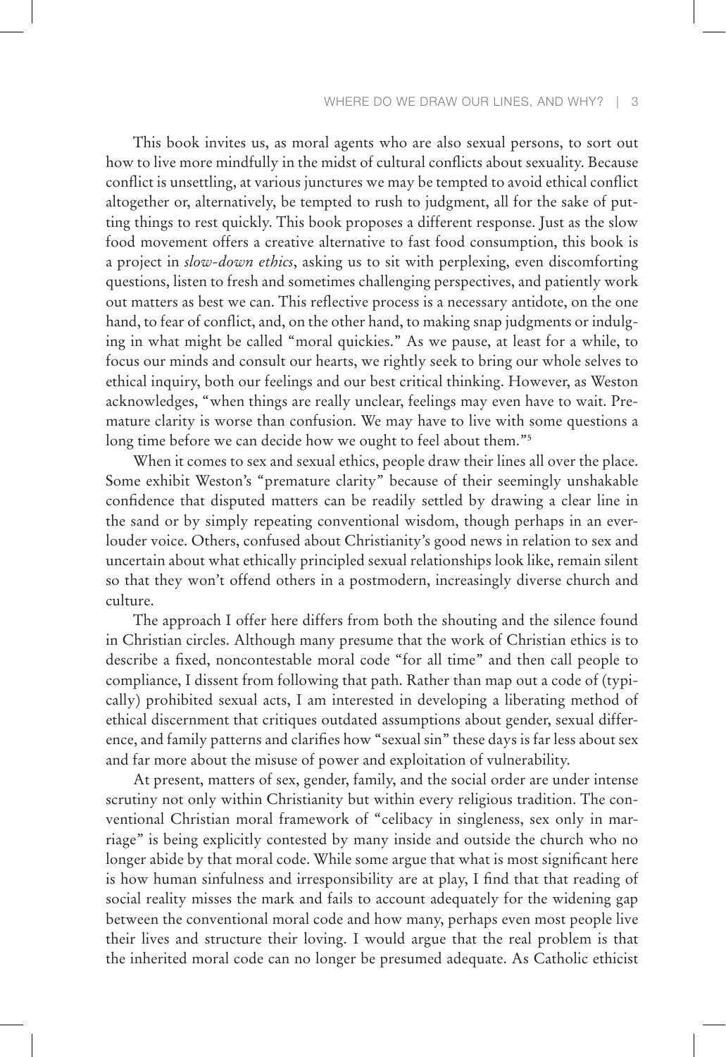This book invites us, as moral agents who are also sexual persons, to sort out how to live more mindfully in the midst of cultural conflicts about sexuality. Because conflict is unsettling, at various junctures we may be tempted to avoid ethical conflict altogether or, alternatively, be tempted to rush to judgment, all for the sake of putting things to rest quickly. This book proposes a different response. Just as the slow food movement offers a creative alternative to fast food consumption, this book is a project in *slow-down ethics*, asking us to sit with perplexing, even discomforting questions, listen to fresh and sometimes challenging perspectives, and patiently work out matters as best we can. This reflective process is a necessary antidote, on the one hand, to fear of conflict, and, on the other hand, to making snap judgments or indulging in what might be called "moral quickies." As we pause, at least for a while, to focus our minds and consult our hearts, we rightly seek to bring our whole selves to ethical inquiry, both our feelings and our best critical thinking. However, as Weston acknowledges, "when things are really unclear, feelings may even have to wait. Premature clarity is worse than confusion. We may have to live with some questions a long time before we can decide how we ought to feel about them."[5]

When it comes to sex and sexual ethics, people draw their lines all over the place. Some exhibit Weston's "premature clarity" because of their seemingly unshakable confidence that disputed matters can be readily settled by drawing a clear line in the sand or by simply repeating conventional wisdom, though perhaps in an ever-louder voice. Others, confused about Christianity's good news in relation to sex and uncertain about what ethically principled sexual relationships look like, remain silent so that they won't offend others in a postmodern, increasingly diverse church and culture.

The approach I offer here differs from both the shouting and the silence found in Christian circles. Although many presume that the work of Christian ethics is to describe a fixed, noncontestable moral code "for all time" and then call people to compliance, I dissent from following that path. Rather than map out a code of (typically) prohibited sexual acts, I am interested in developing a liberating method of ethical discernment that critiques outdated assumptions about gender, sexual difference, and family patterns and clarifies how "sexual sin" these days is far less about sex and far more about the misuse of power and exploitation of vulnerability.

At present, matters of sex, gender, family, and the social order are under intense scrutiny not only within Christianity but within every religious tradition. The conventional Christian moral framework of "celibacy in singleness, sex only in marriage" is being explicitly contested by many inside and outside the church who no longer abide by that moral code. While some argue that what is most significant here is how human sinfulness and irresponsibility are at play, I find that that reading of social reality misses the mark and fails to account adequately for the widening gap between the conventional moral code and how many, perhaps even most people live their lives and structure their loving. I would argue that the real problem is that the inherited moral code can no longer be presumed adequate. As Catholic ethicist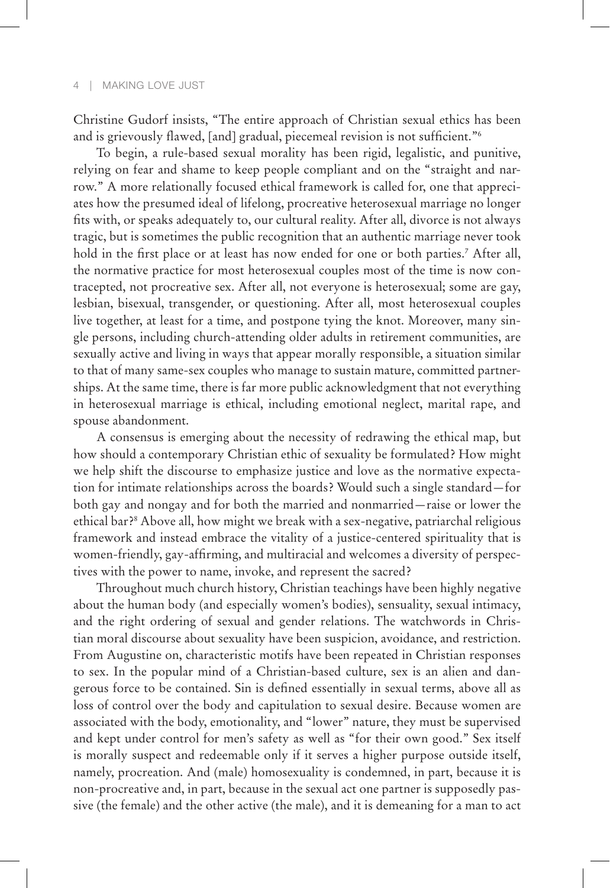Christine Gudorf insists, "The entire approach of Christian sexual ethics has been and is grievously flawed, [and] gradual, piecemeal revision is not sufficient."[6]

To begin, a rule-based sexual morality has been rigid, legalistic, and punitive, relying on fear and shame to keep people compliant and on the "straight and narrow." A more relationally focused ethical framework is called for, one that appreciates how the presumed ideal of lifelong, procreative heterosexual marriage no longer fits with, or speaks adequately to, our cultural reality. After all, divorce is not always tragic, but is sometimes the public recognition that an authentic marriage never took hold in the first place or at least has now ended for one or both parties.[7] After all, the normative practice for most heterosexual couples most of the time is now contracepted, not procreative sex. After all, not everyone is heterosexual; some are gay, lesbian, bisexual, transgender, or questioning. After all, most heterosexual couples live together, at least for a time, and postpone tying the knot. Moreover, many single persons, including church-attending older adults in retirement communities, are sexually active and living in ways that appear morally responsible, a situation similar to that of many same-sex couples who manage to sustain mature, committed partnerships. At the same time, there is far more public acknowledgment that not everything in heterosexual marriage is ethical, including emotional neglect, marital rape, and spouse abandonment.

A consensus is emerging about the necessity of redrawing the ethical map, but how should a contemporary Christian ethic of sexuality be formulated? How might we help shift the discourse to emphasize justice and love as the normative expectation for intimate relationships across the boards? Would such a single standard—for both gay and nongay and for both the married and nonmarried—raise or lower the ethical bar?[8] Above all, how might we break with a sex-negative, patriarchal religious framework and instead embrace the vitality of a justice-centered spirituality that is women-friendly, gay-affirming, and multiracial and welcomes a diversity of perspectives with the power to name, invoke, and represent the sacred?

Throughout much church history, Christian teachings have been highly negative about the human body (and especially women's bodies), sensuality, sexual intimacy, and the right ordering of sexual and gender relations. The watchwords in Christian moral discourse about sexuality have been suspicion, avoidance, and restriction. From Augustine on, characteristic motifs have been repeated in Christian responses to sex. In the popular mind of a Christian-based culture, sex is an alien and dangerous force to be contained. Sin is defined essentially in sexual terms, above all as loss of control over the body and capitulation to sexual desire. Because women are associated with the body, emotionality, and "lower" nature, they must be supervised and kept under control for men's safety as well as "for their own good." Sex itself is morally suspect and redeemable only if it serves a higher purpose outside itself, namely, procreation. And (male) homosexuality is condemned, in part, because it is non-procreative and, in part, because in the sexual act one partner is supposedly passive (the female) and the other active (the male), and it is demeaning for a man to act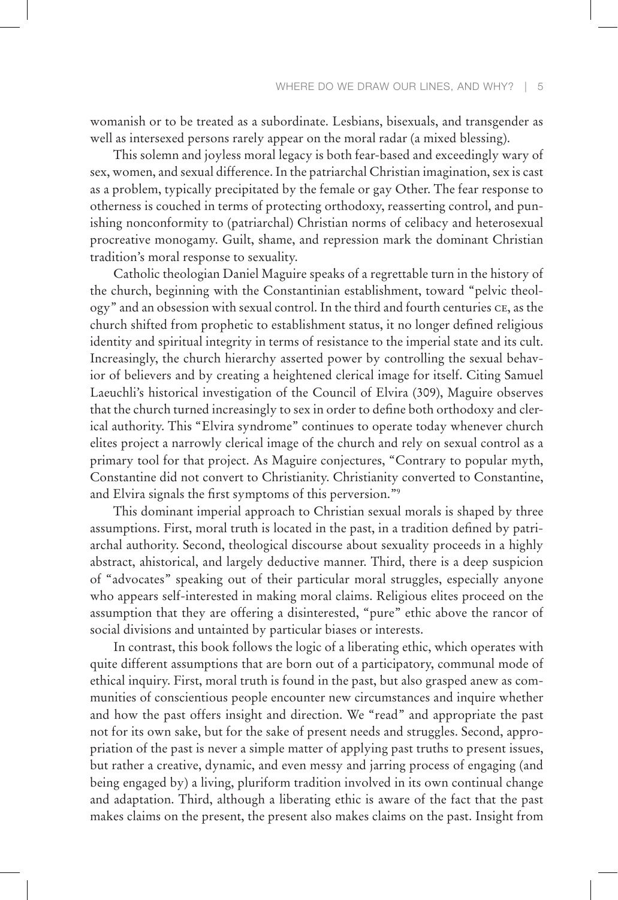womanish or to be treated as a subordinate. Lesbians, bisexuals, and transgender as well as intersexed persons rarely appear on the moral radar (a mixed blessing).

This solemn and joyless moral legacy is both fear-based and exceedingly wary of sex, women, and sexual difference. In the patriarchal Christian imagination, sex is cast as a problem, typically precipitated by the female or gay Other. The fear response to otherness is couched in terms of protecting orthodoxy, reasserting control, and punishing nonconformity to (patriarchal) Christian norms of celibacy and heterosexual procreative monogamy. Guilt, shame, and repression mark the dominant Christian tradition's moral response to sexuality.

Catholic theologian Daniel Maguire speaks of a regrettable turn in the history of the church, beginning with the Constantinian establishment, toward "pelvic theology" and an obsession with sexual control. In the third and fourth centuries CE, as the church shifted from prophetic to establishment status, it no longer defined religious identity and spiritual integrity in terms of resistance to the imperial state and its cult. Increasingly, the church hierarchy asserted power by controlling the sexual behavior of believers and by creating a heightened clerical image for itself. Citing Samuel Laeuchli's historical investigation of the Council of Elvira (309), Maguire observes that the church turned increasingly to sex in order to define both orthodoxy and clerical authority. This "Elvira syndrome" continues to operate today whenever church elites project a narrowly clerical image of the church and rely on sexual control as a primary tool for that project. As Maguire conjectures, "Contrary to popular myth, Constantine did not convert to Christianity. Christianity converted to Constantine, and Elvira signals the first symptoms of this perversion."[9]

This dominant imperial approach to Christian sexual morals is shaped by three assumptions. First, moral truth is located in the past, in a tradition defined by patriarchal authority. Second, theological discourse about sexuality proceeds in a highly abstract, ahistorical, and largely deductive manner. Third, there is a deep suspicion of "advocates" speaking out of their particular moral struggles, especially anyone who appears self-interested in making moral claims. Religious elites proceed on the assumption that they are offering a disinterested, "pure" ethic above the rancor of social divisions and untainted by particular biases or interests.

In contrast, this book follows the logic of a liberating ethic, which operates with quite different assumptions that are born out of a participatory, communal mode of ethical inquiry. First, moral truth is found in the past, but also grasped anew as communities of conscientious people encounter new circumstances and inquire whether and how the past offers insight and direction. We "read" and appropriate the past not for its own sake, but for the sake of present needs and struggles. Second, appropriation of the past is never a simple matter of applying past truths to present issues, but rather a creative, dynamic, and even messy and jarring process of engaging (and being engaged by) a living, pluriform tradition involved in its own continual change and adaptation. Third, although a liberating ethic is aware of the fact that the past makes claims on the present, the present also makes claims on the past. Insight from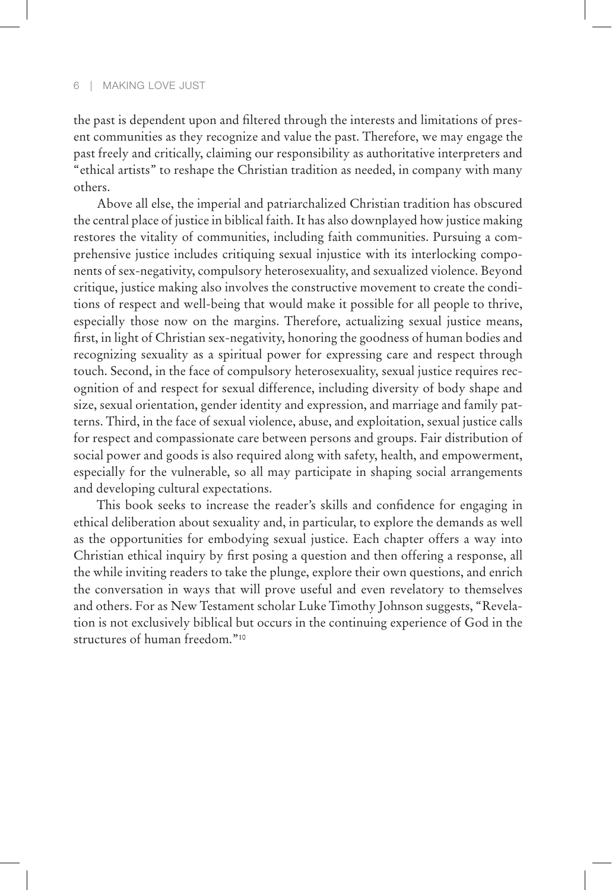the past is dependent upon and filtered through the interests and limitations of present communities as they recognize and value the past. Therefore, we may engage the past freely and critically, claiming our responsibility as authoritative interpreters and "ethical artists" to reshape the Christian tradition as needed, in company with many others.

Above all else, the imperial and patriarchalized Christian tradition has obscured the central place of justice in biblical faith. It has also downplayed how justice making restores the vitality of communities, including faith communities. Pursuing a comprehensive justice includes critiquing sexual injustice with its interlocking components of sex-negativity, compulsory heterosexuality, and sexualized violence. Beyond critique, justice making also involves the constructive movement to create the conditions of respect and well-being that would make it possible for all people to thrive, especially those now on the margins. Therefore, actualizing sexual justice means, first, in light of Christian sex-negativity, honoring the goodness of human bodies and recognizing sexuality as a spiritual power for expressing care and respect through touch. Second, in the face of compulsory heterosexuality, sexual justice requires recognition of and respect for sexual difference, including diversity of body shape and size, sexual orientation, gender identity and expression, and marriage and family patterns. Third, in the face of sexual violence, abuse, and exploitation, sexual justice calls for respect and compassionate care between persons and groups. Fair distribution of social power and goods is also required along with safety, health, and empowerment, especially for the vulnerable, so all may participate in shaping social arrangements and developing cultural expectations.

This book seeks to increase the reader's skills and confidence for engaging in ethical deliberation about sexuality and, in particular, to explore the demands as well as the opportunities for embodying sexual justice. Each chapter offers a way into Christian ethical inquiry by first posing a question and then offering a response, all the while inviting readers to take the plunge, explore their own questions, and enrich the conversation in ways that will prove useful and even revelatory to themselves and others. For as New Testament scholar Luke Timothy Johnson suggests, "Revelation is not exclusively biblical but occurs in the continuing experience of God in the structures of human freedom."[10]